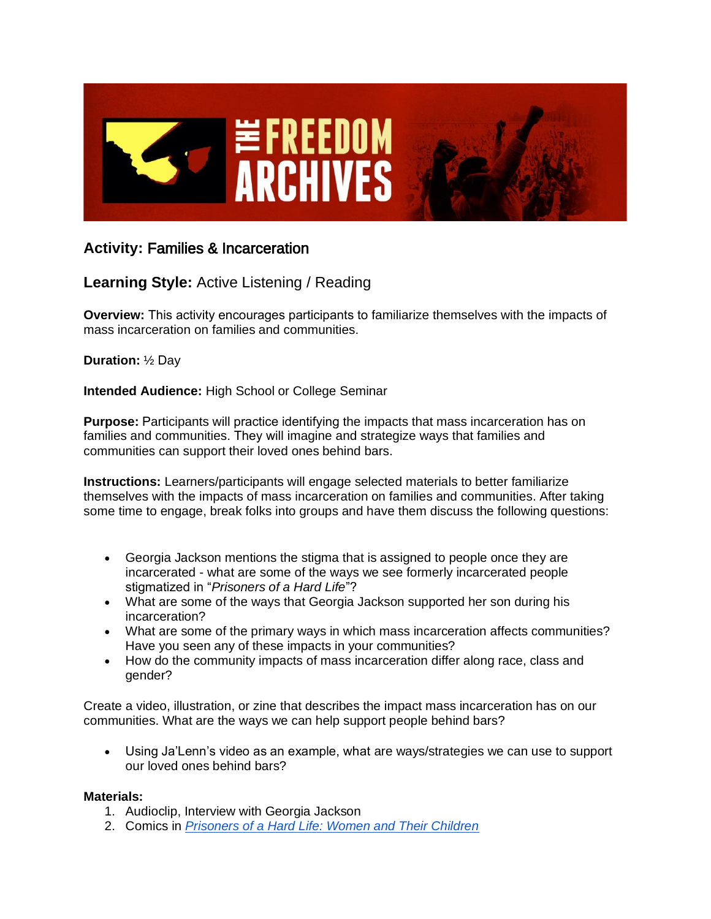# THE FREEDOM ARCHIVES

## Activity: Families & Incarceration

## Learning Style: Active Listening / Reading

**Overview:** This activity encourages participants to familiarize themselves with the impacts of mass incarceration on families and communities.

**Duration:** ½ Day

**Intended Audience:** High School or College Seminar

**Purpose:** Participants will practice identifying the impacts that mass incarceration has on families and communities. They will imagine and strategize ways that families and communities can support their loved ones behind bars.

**Instructions:** Learners/participants will engage selected materials to better familiarize themselves with the impacts of mass incarceration on families and communities. After taking some time to engage, break folks into groups and have them discuss the following questions:

- Georgia Jackson mentions the stigma that is assigned to people once they are incarcerated - what are some of the ways we see formerly incarcerated people stigmatized in "*Prisoners of a Hard Life*"?
- What are some of the ways that Georgia Jackson supported her son during his incarceration?
- What are some of the primary ways in which mass incarceration affects communities? Have you seen any of these impacts in your communities?
- How do the community impacts of mass incarceration differ along race, class and gender?

Create a video, illustration, or zine that describes the impact mass incarceration has on our communities. What are the ways we can help support people behind bars?

- Using Ja'Lenn's video as an example, what are ways/strategies we can use to support our loved ones behind bars?

**Materials:**

1. Audioclip, Interview with Georgia Jackson
2. Comics in *Prisoners of a Hard Life: Women and Their Children*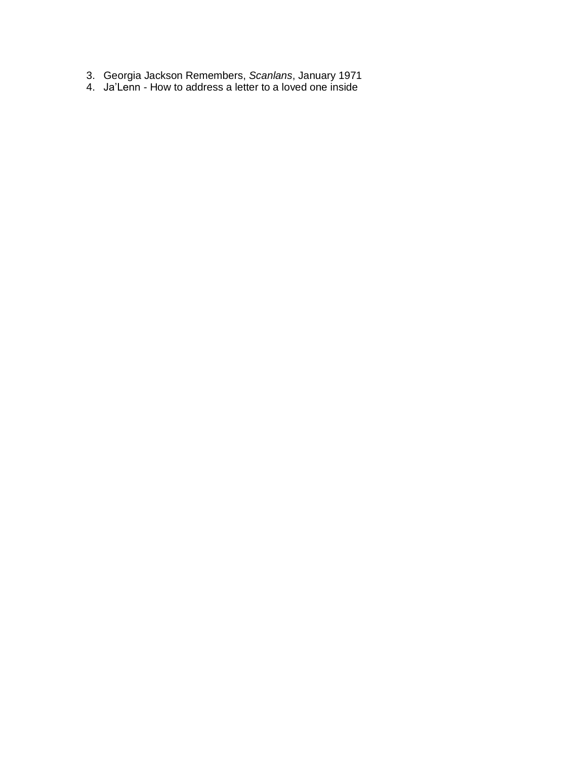3. Georgia Jackson Remembers, *Scanlans*, January 1971
4. Ja'Lenn - How to address a letter to a loved one inside